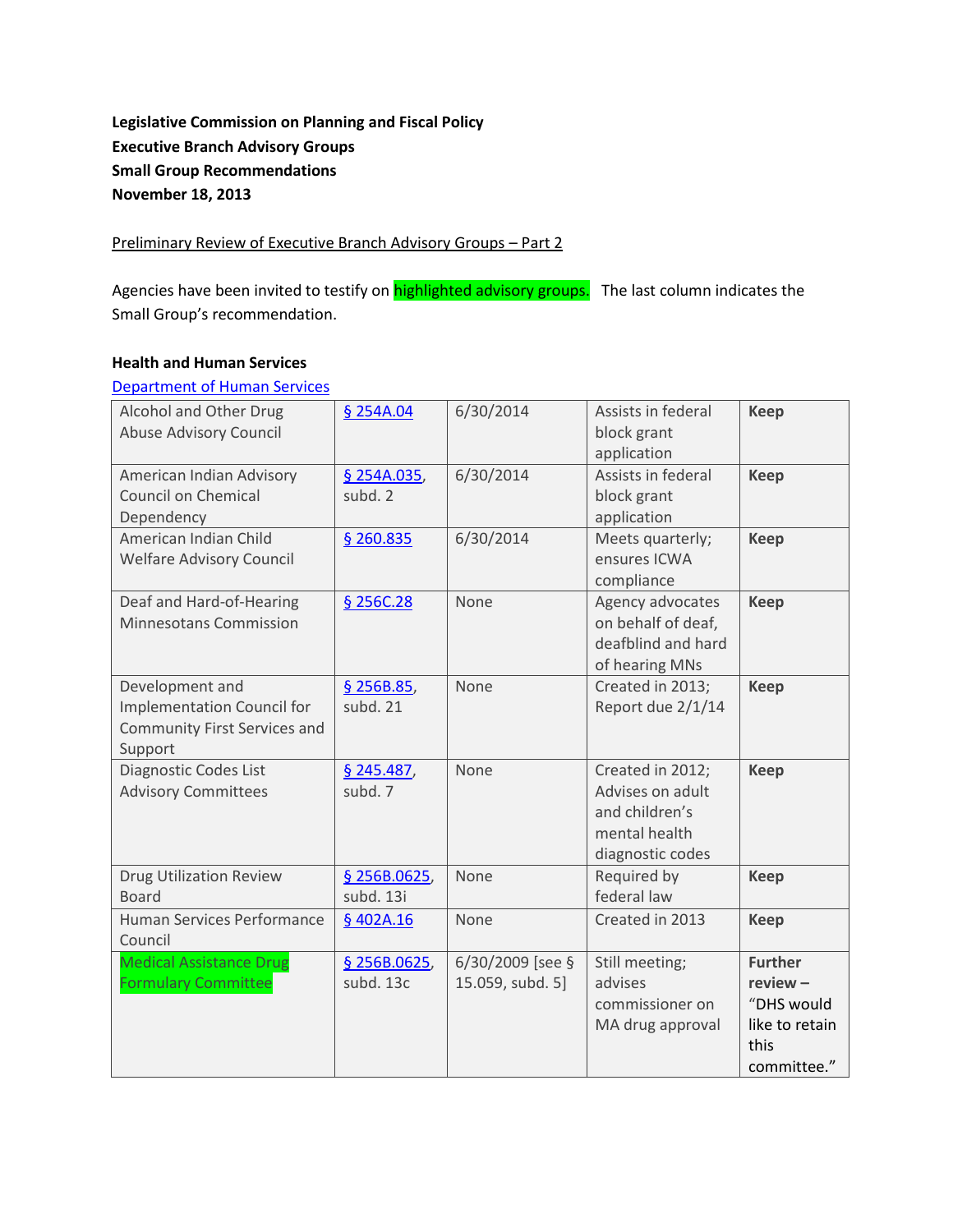**Legislative Commission on Planning and Fiscal Policy**
**Executive Branch Advisory Groups**
**Small Group Recommendations**
**November 18, 2013**

Preliminary Review of Executive Branch Advisory Groups – Part 2

Agencies have been invited to testify on highlighted advisory groups. The last column indicates the Small Group's recommendation.

**Health and Human Services**

Department of Human Services

| | | | | |
|---|---|---|---|---|
| Alcohol and Other Drug Abuse Advisory Council | § 254A.04 | 6/30/2014 | Assists in federal block grant application | **Keep** |
| American Indian Advisory Council on Chemical Dependency | § 254A.035, subd. 2 | 6/30/2014 | Assists in federal block grant application | **Keep** |
| American Indian Child Welfare Advisory Council | § 260.835 | 6/30/2014 | Meets quarterly; ensures ICWA compliance | **Keep** |
| Deaf and Hard-of-Hearing Minnesotans Commission | § 256C.28 | None | Agency advocates on behalf of deaf, deafblind and hard of hearing MNs | **Keep** |
| Development and Implementation Council for Community First Services and Support | § 256B.85, subd. 21 | None | Created in 2013; Report due 2/1/14 | **Keep** |
| Diagnostic Codes List Advisory Committees | § 245.487, subd. 7 | None | Created in 2012; Advises on adult and children's mental health diagnostic codes | **Keep** |
| Drug Utilization Review Board | § 256B.0625, subd. 13i | None | Required by federal law | **Keep** |
| Human Services Performance Council | § 402A.16 | None | Created in 2013 | **Keep** |
| Medical Assistance Drug Formulary Committee | § 256B.0625, subd. 13c | 6/30/2009 [see § 15.059, subd. 5] | Still meeting; advises commissioner on MA drug approval | **Further review –** "DHS would like to retain this committee." |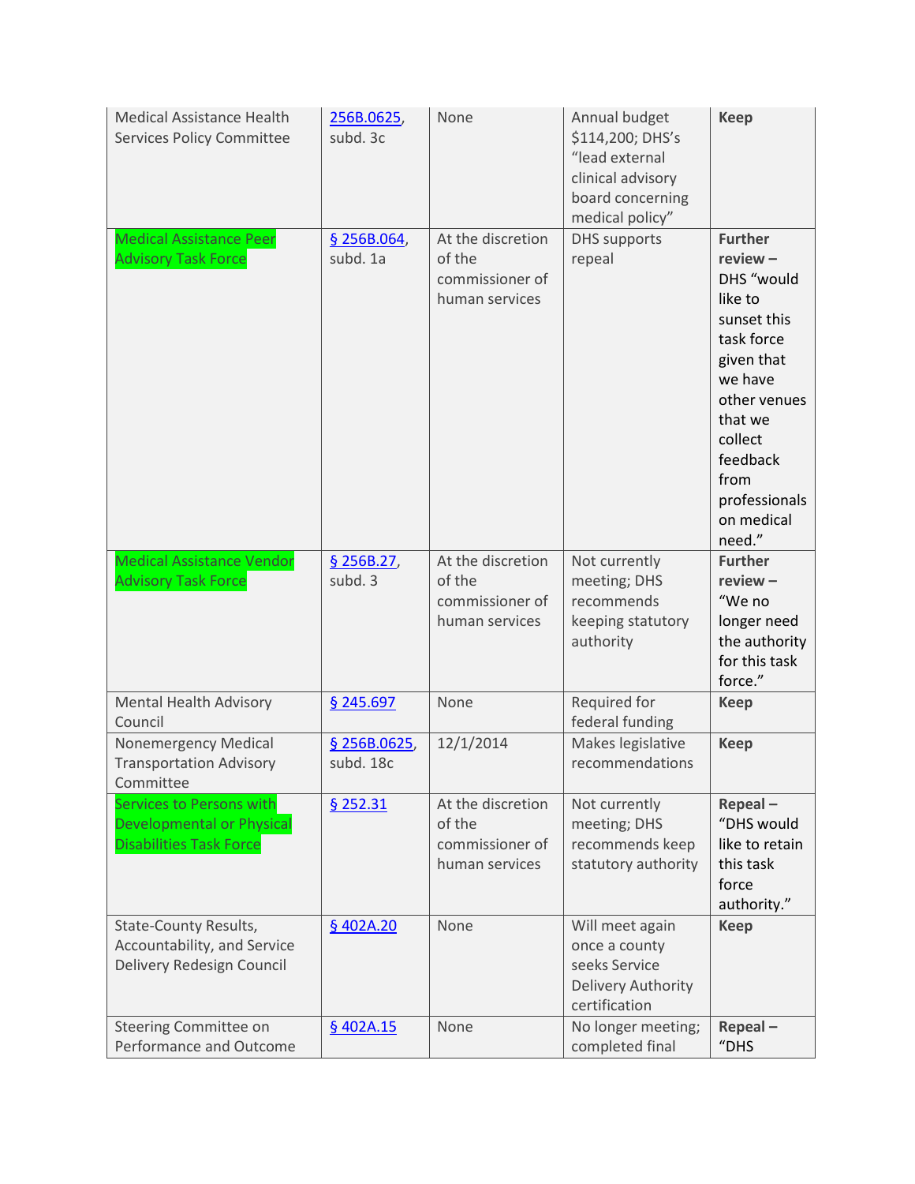| | | | | |
|---|---|---|---|---|
| Medical Assistance Health Services Policy Committee | 256B.0625, subd. 3c | None | Annual budget $114,200; DHS's "lead external clinical advisory board concerning medical policy" | **Keep** |
| Medical Assistance Peer Advisory Task Force | § 256B.064, subd. 1a | At the discretion of the commissioner of human services | DHS supports repeal | **Further review –** DHS "would like to sunset this task force given that we have other venues that we collect feedback from professionals on medical need." |
| Medical Assistance Vendor Advisory Task Force | § 256B.27, subd. 3 | At the discretion of the commissioner of human services | Not currently meeting; DHS recommends keeping statutory authority | **Further review –** "We no longer need the authority for this task force." |
| Mental Health Advisory Council | § 245.697 | None | Required for federal funding | **Keep** |
| Nonemergency Medical Transportation Advisory Committee | § 256B.0625, subd. 18c | 12/1/2014 | Makes legislative recommendations | **Keep** |
| Services to Persons with Developmental or Physical Disabilities Task Force | § 252.31 | At the discretion of the commissioner of human services | Not currently meeting; DHS recommends keep statutory authority | **Repeal –** "DHS would like to retain this task force authority." |
| State-County Results, Accountability, and Service Delivery Redesign Council | § 402A.20 | None | Will meet again once a county seeks Service Delivery Authority certification | **Keep** |
| Steering Committee on Performance and Outcome | § 402A.15 | None | No longer meeting; completed final | **Repeal –** "DHS |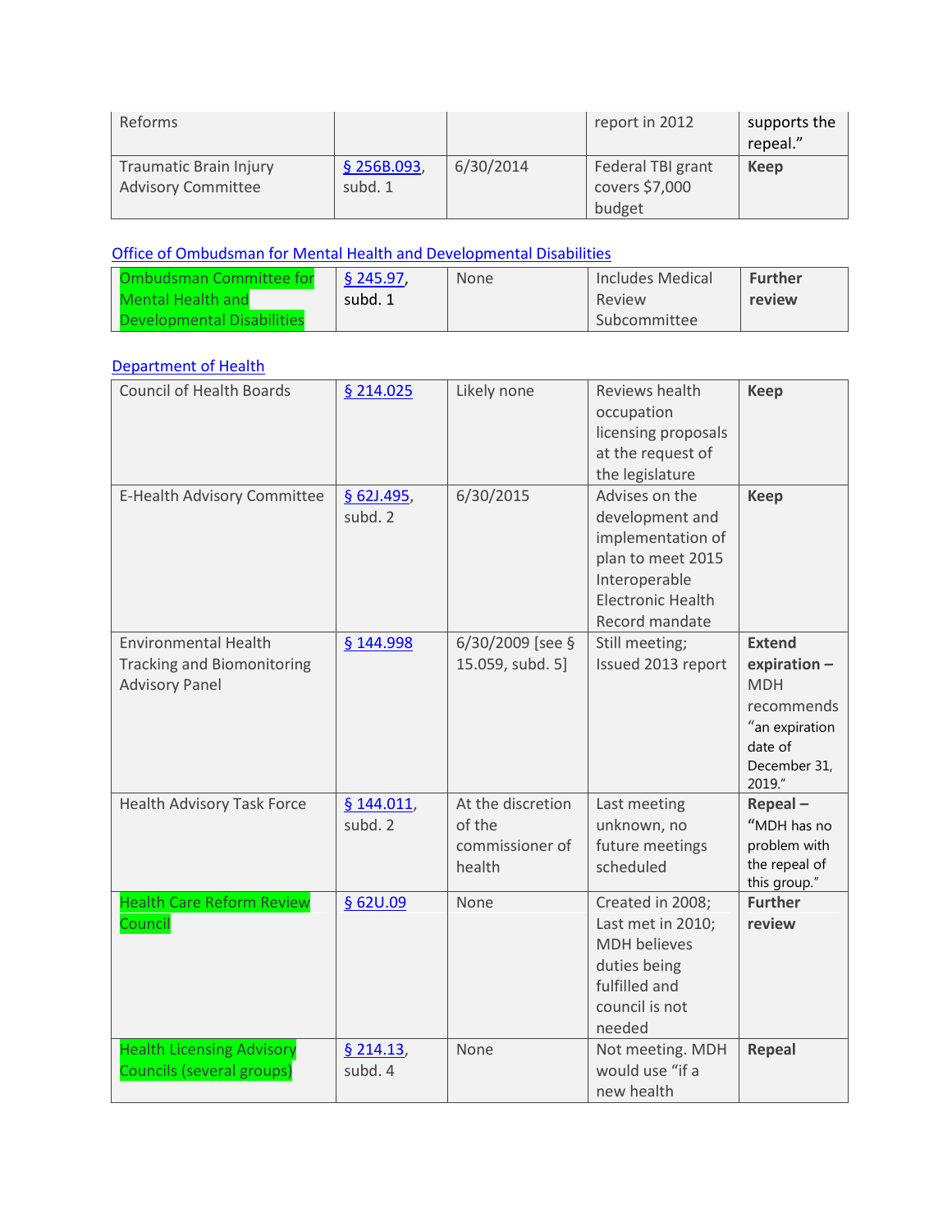| Reforms | | | report in 2012 | supports the repeal." |
|---|---|---|---|---|
| Traumatic Brain Injury Advisory Committee | § 256B.093, subd. 1 | 6/30/2014 | Federal TBI grant covers $7,000 budget | **Keep** |

Office of Ombudsman for Mental Health and Developmental Disabilities

| Ombudsman Committee for Mental Health and Developmental Disabilities | § 245.97, subd. 1 | None | Includes Medical Review Subcommittee | **Further review** |
|---|---|---|---|---|

Department of Health

| Council of Health Boards | § 214.025 | Likely none | Reviews health occupation licensing proposals at the request of the legislature | **Keep** |
|---|---|---|---|---|
| E-Health Advisory Committee | § 62J.495, subd. 2 | 6/30/2015 | Advises on the development and implementation of plan to meet 2015 Interoperable Electronic Health Record mandate | **Keep** |
| Environmental Health Tracking and Biomonitoring Advisory Panel | § 144.998 | 6/30/2009 [see § 15.059, subd. 5] | Still meeting; Issued 2013 report | **Extend expiration –** MDH recommends "an expiration date of December 31, 2019." |
| Health Advisory Task Force | § 144.011, subd. 2 | At the discretion of the commissioner of health | Last meeting unknown, no future meetings scheduled | **Repeal –** "MDH has no problem with the repeal of this group." |
| Health Care Reform Review Council | § 62U.09 | None | Created in 2008; Last met in 2010; MDH believes duties being fulfilled and council is not needed | **Further review** |
| Health Licensing Advisory Councils (several groups) | § 214.13, subd. 4 | None | Not meeting. MDH would use "if a new health | **Repeal** |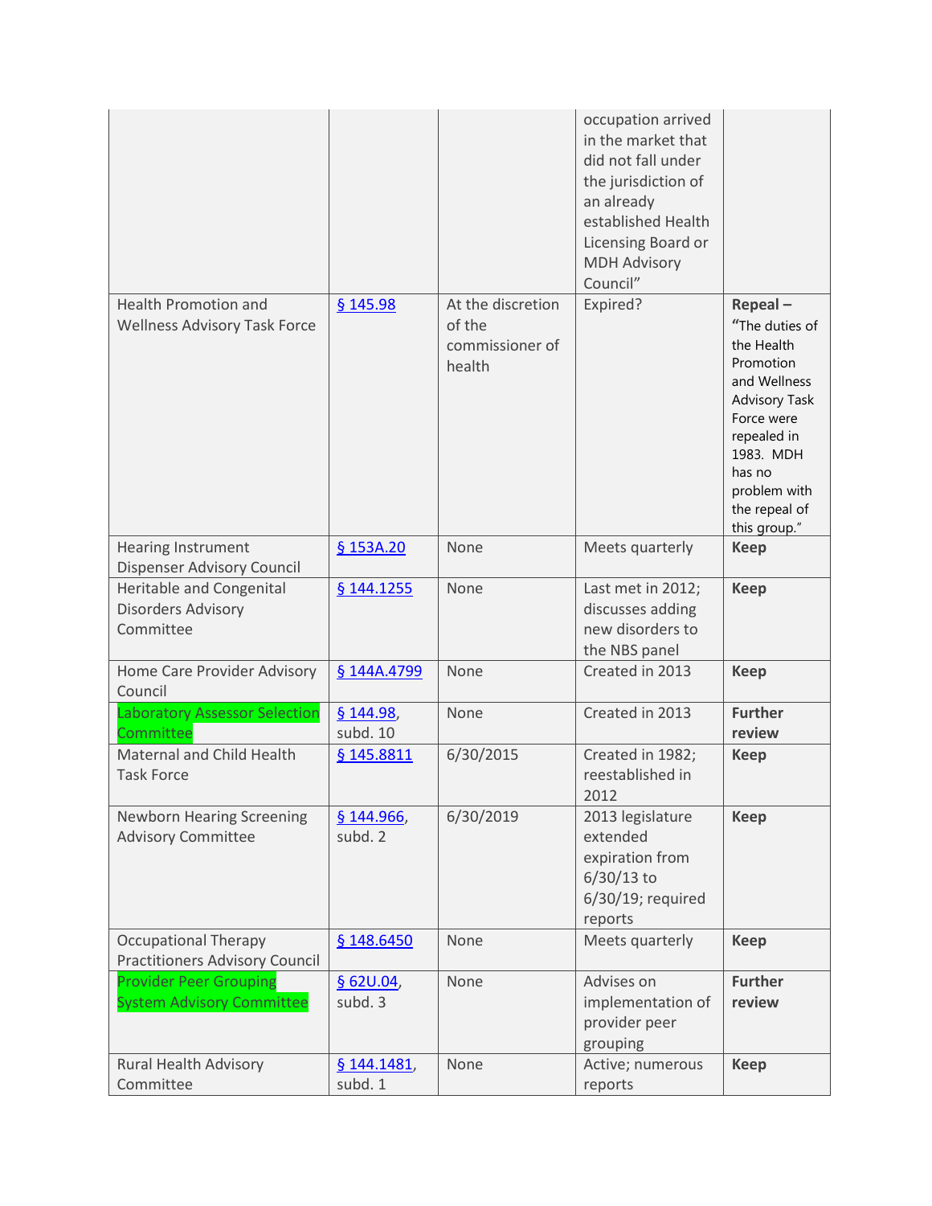| | | | occupation arrived in the market that did not fall under the jurisdiction of an already established Health Licensing Board or MDH Advisory Council" | |
|---|---|---|---|---|
| Health Promotion and Wellness Advisory Task Force | § 145.98 | At the discretion of the commissioner of health | Expired? | **Repeal –** "The duties of the Health Promotion and Wellness Advisory Task Force were repealed in 1983. MDH has no problem with the repeal of this group." |
| Hearing Instrument Dispenser Advisory Council | § 153A.20 | None | Meets quarterly | **Keep** |
| Heritable and Congenital Disorders Advisory Committee | § 144.1255 | None | Last met in 2012; discusses adding new disorders to the NBS panel | **Keep** |
| Home Care Provider Advisory Council | § 144A.4799 | None | Created in 2013 | **Keep** |
| Laboratory Assessor Selection Committee | § 144.98, subd. 10 | None | Created in 2013 | **Further review** |
| Maternal and Child Health Task Force | § 145.8811 | 6/30/2015 | Created in 1982; reestablished in 2012 | **Keep** |
| Newborn Hearing Screening Advisory Committee | § 144.966, subd. 2 | 6/30/2019 | 2013 legislature extended expiration from 6/30/13 to 6/30/19; required reports | **Keep** |
| Occupational Therapy Practitioners Advisory Council | § 148.6450 | None | Meets quarterly | **Keep** |
| Provider Peer Grouping System Advisory Committee | § 62U.04, subd. 3 | None | Advises on implementation of provider peer grouping | **Further review** |
| Rural Health Advisory Committee | § 144.1481, subd. 1 | None | Active; numerous reports | **Keep** |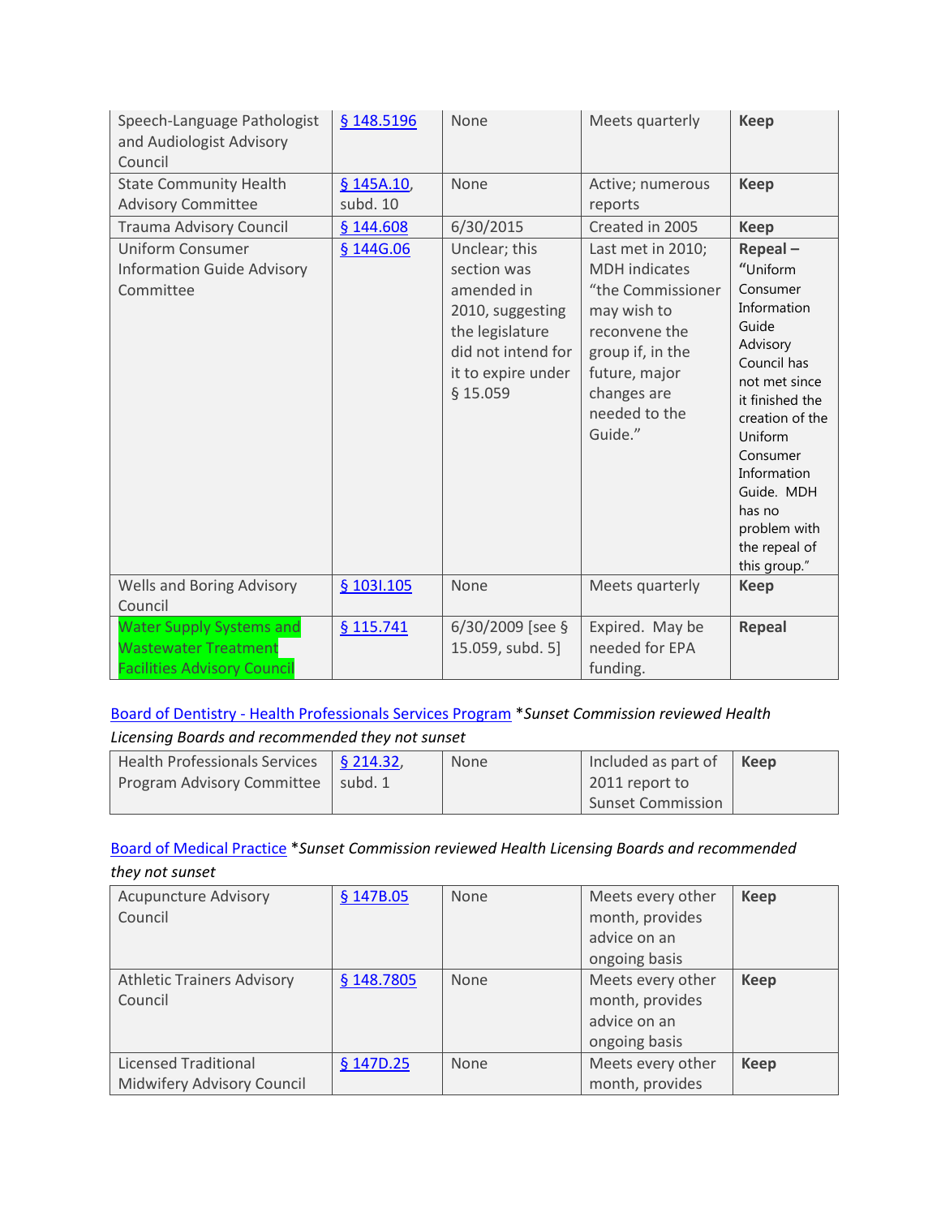| | | | | |
|---|---|---|---|---|
| Speech-Language Pathologist and Audiologist Advisory Council | § 148.5196 | None | Meets quarterly | **Keep** |
| State Community Health Advisory Committee | § 145A.10, subd. 10 | None | Active; numerous reports | **Keep** |
| Trauma Advisory Council | § 144.608 | 6/30/2015 | Created in 2005 | **Keep** |
| Uniform Consumer Information Guide Advisory Committee | § 144G.06 | Unclear; this section was amended in 2010, suggesting the legislature did not intend for it to expire under § 15.059 | Last met in 2010; MDH indicates "the Commissioner may wish to reconvene the group if, in the future, major changes are needed to the Guide." | **Repeal –** "Uniform Consumer Information Guide Advisory Council has not met since it finished the creation of the Uniform Consumer Information Guide. MDH has no problem with the repeal of this group." |
| Wells and Boring Advisory Council | § 103I.105 | None | Meets quarterly | **Keep** |
| Water Supply Systems and Wastewater Treatment Facilities Advisory Council | § 115.741 | 6/30/2009 [see § 15.059, subd. 5] | Expired. May be needed for EPA funding. | **Repeal** |

Board of Dentistry - Health Professionals Services Program *\*Sunset Commission reviewed Health Licensing Boards and recommended they not sunset*

| | | | | |
|---|---|---|---|---|
| Health Professionals Services Program Advisory Committee | § 214.32, subd. 1 | None | Included as part of 2011 report to Sunset Commission | **Keep** |

Board of Medical Practice *\*Sunset Commission reviewed Health Licensing Boards and recommended they not sunset*

| | | | | |
|---|---|---|---|---|
| Acupuncture Advisory Council | § 147B.05 | None | Meets every other month, provides advice on an ongoing basis | **Keep** |
| Athletic Trainers Advisory Council | § 148.7805 | None | Meets every other month, provides advice on an ongoing basis | **Keep** |
| Licensed Traditional Midwifery Advisory Council | § 147D.25 | None | Meets every other month, provides | **Keep** |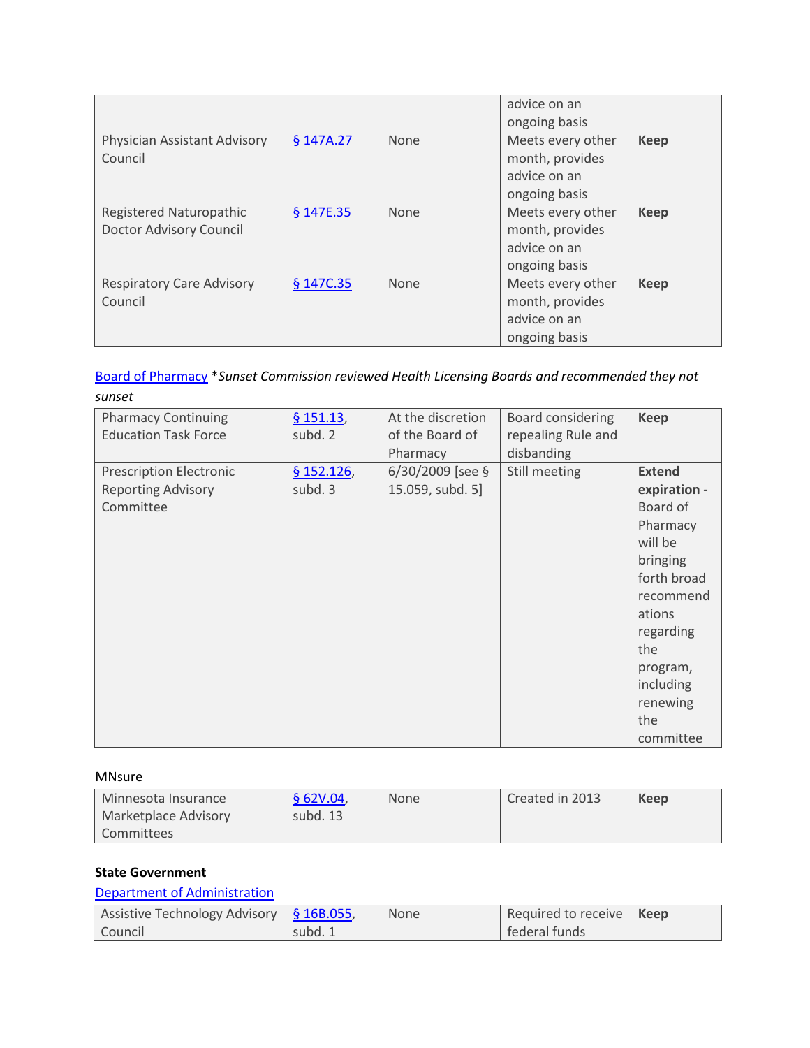| | | | advice on an ongoing basis | |
|---|---|---|---|---|
| Physician Assistant Advisory Council | [§ 147A.27](#) | None | Meets every other month, provides advice on an ongoing basis | **Keep** |
| Registered Naturopathic Doctor Advisory Council | [§ 147E.35](#) | None | Meets every other month, provides advice on an ongoing basis | **Keep** |
| Respiratory Care Advisory Council | [§ 147C.35](#) | None | Meets every other month, provides advice on an ongoing basis | **Keep** |

[Board of Pharmacy](#) **Sunset Commission reviewed Health Licensing Boards and recommended they not sunset*

| | | | | |
|---|---|---|---|---|
| Pharmacy Continuing Education Task Force | [§ 151.13](#), subd. 2 | At the discretion of the Board of Pharmacy | Board considering repealing Rule and disbanding | **Keep** |
| Prescription Electronic Reporting Advisory Committee | [§ 152.126](#), subd. 3 | 6/30/2009 [see § 15.059, subd. 5] | Still meeting | **Extend expiration -** Board of Pharmacy will be bringing forth broad recommendations regarding the program, including renewing the committee |

MNsure

| | | | | |
|---|---|---|---|---|
| Minnesota Insurance Marketplace Advisory Committees | [§ 62V.04](#), subd. 13 | None | Created in 2013 | **Keep** |

**State Government**

[Department of Administration](#)

| | | | | |
|---|---|---|---|---|
| Assistive Technology Advisory Council | [§ 16B.055](#), subd. 1 | None | Required to receive federal funds | **Keep** |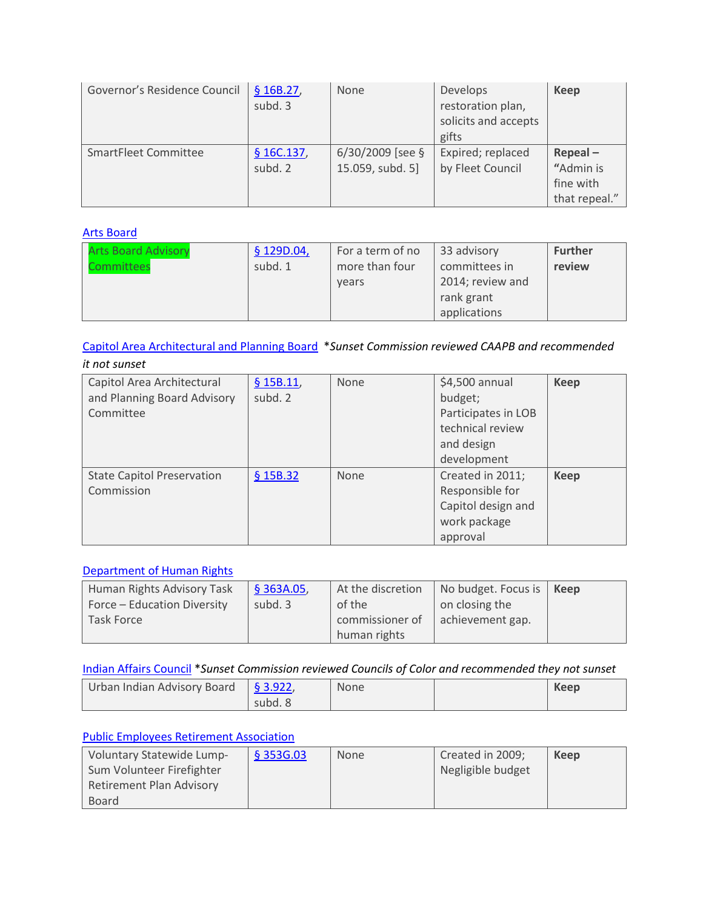| Governor's Residence Council | § 16B.27, subd. 3 | None | Develops restoration plan, solicits and accepts gifts | **Keep** |
|---|---|---|---|---|
| SmartFleet Committee | § 16C.137, subd. 2 | 6/30/2009 [see § 15.059, subd. 5] | Expired; replaced by Fleet Council | **Repeal – "Admin is fine with that repeal."** |

Arts Board

| Arts Board Advisory Committees | § 129D.04, subd. 1 | For a term of no more than four years | 33 advisory committees in 2014; review and rank grant applications | **Further review** |
|---|---|---|---|---|

Capitol Area Architectural and Planning Board *Sunset Commission reviewed CAAPB and recommended it not sunset*

| Capitol Area Architectural and Planning Board Advisory Committee | § 15B.11, subd. 2 | None | $4,500 annual budget; Participates in LOB technical review and design development | **Keep** |
|---|---|---|---|---|
| State Capitol Preservation Commission | § 15B.32 | None | Created in 2011; Responsible for Capitol design and work package approval | **Keep** |

Department of Human Rights

| Human Rights Advisory Task Force – Education Diversity Task Force | § 363A.05, subd. 3 | At the discretion of the commissioner of human rights | No budget. Focus is on closing the achievement gap. | **Keep** |
|---|---|---|---|---|

Indian Affairs Council *Sunset Commission reviewed Councils of Color and recommended they not sunset*

| Urban Indian Advisory Board | § 3.922, subd. 8 | None | | **Keep** |
|---|---|---|---|---|

Public Employees Retirement Association

| Voluntary Statewide Lump-Sum Volunteer Firefighter Retirement Plan Advisory Board | § 353G.03 | None | Created in 2009; Negligible budget | **Keep** |
|---|---|---|---|---|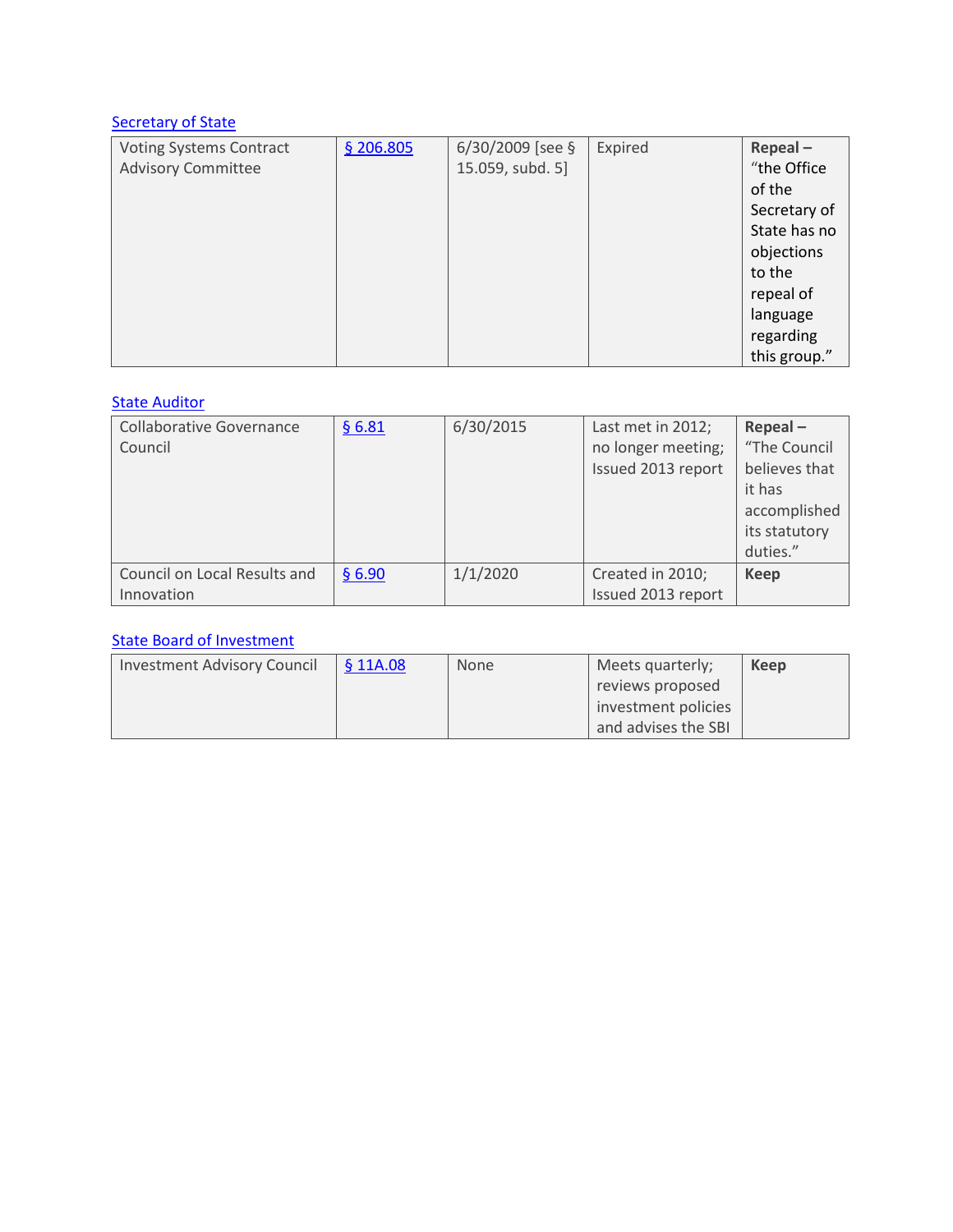Secretary of State

| | | | | |
|---|---|---|---|---|
| Voting Systems Contract Advisory Committee | § 206.805 | 6/30/2009 [see § 15.059, subd. 5] | Expired | **Repeal –** "the Office of the Secretary of State has no objections to the repeal of language regarding this group." |

State Auditor

| | | | | |
|---|---|---|---|---|
| Collaborative Governance Council | § 6.81 | 6/30/2015 | Last met in 2012; no longer meeting; Issued 2013 report | **Repeal –** "The Council believes that it has accomplished its statutory duties." |
| Council on Local Results and Innovation | § 6.90 | 1/1/2020 | Created in 2010; Issued 2013 report | **Keep** |

State Board of Investment

| | | | | |
|---|---|---|---|---|
| Investment Advisory Council | § 11A.08 | None | Meets quarterly; reviews proposed investment policies and advises the SBI | **Keep** |